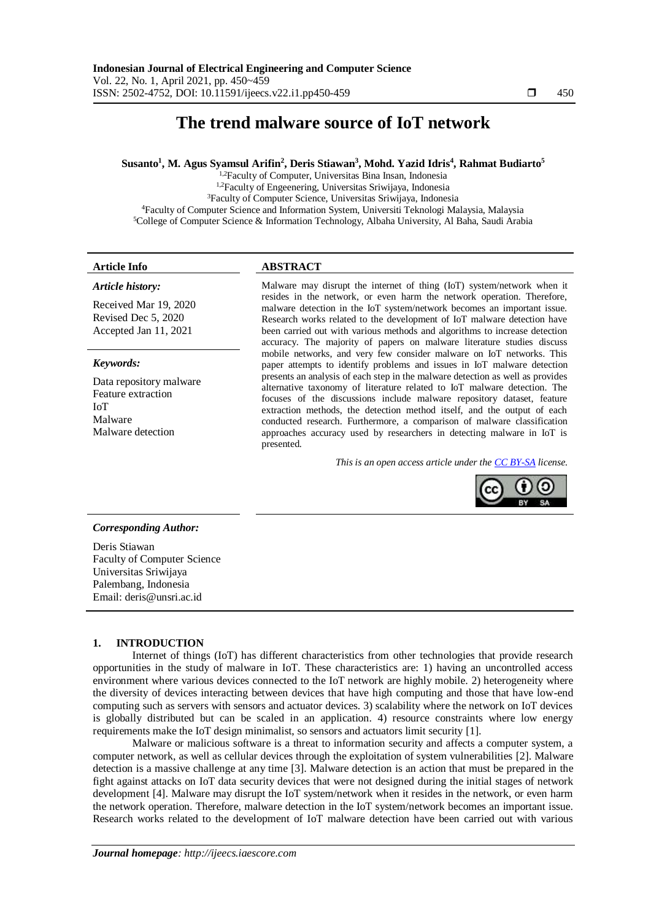# The trend malware source of IoT network

**Susanto[1], M. Agus Syamsul Arifin[2], Deris Stiawan[3], Mohd. Yazid Idris[4], Rahmat Budiarto[5]**

[1,2]Faculty of Computer, Universitas Bina Insan, Indonesia
[1,2]Faculty of Engeenering, Universitas Sriwijaya, Indonesia
[3]Faculty of Computer Science, Universitas Sriwijaya, Indonesia
[4]Faculty of Computer Science and Information System, Universiti Teknologi Malaysia, Malaysia
[5]College of Computer Science & Information Technology, Albaha University, Al Baha, Saudi Arabia

**Article Info**

***Article history:***

Received Mar 19, 2020
Revised Dec 5, 2020
Accepted Jan 11, 2021

***Keywords:***

Data repository malware
Feature extraction
IoT
Malware
Malware detection

**ABSTRACT**

Malware may disrupt the internet of thing (IoT) system/network when it resides in the network, or even harm the network operation. Therefore, malware detection in the IoT system/network becomes an important issue. Research works related to the development of IoT malware detection have been carried out with various methods and algorithms to increase detection accuracy. The majority of papers on malware literature studies discuss mobile networks, and very few consider malware on IoT networks. This paper attempts to identify problems and issues in IoT malware detection presents an analysis of each step in the malware detection as well as provides alternative taxonomy of literature related to IoT malware detection. The focuses of the discussions include malware repository dataset, feature extraction methods, the detection method itself, and the output of each conducted research. Furthermore, a comparison of malware classification approaches accuracy used by researchers in detecting malware in IoT is presented.

*This is an open access article under the CC BY-SA license.*

***Corresponding Author:***

Deris Stiawan
Faculty of Computer Science
Universitas Sriwijaya
Palembang, Indonesia
Email: deris@unsri.ac.id

## 1. INTRODUCTION

Internet of things (IoT) has different characteristics from other technologies that provide research opportunities in the study of malware in IoT. These characteristics are: 1) having an uncontrolled access environment where various devices connected to the IoT network are highly mobile. 2) heterogeneity where the diversity of devices interacting between devices that have high computing and those that have low-end computing such as servers with sensors and actuator devices. 3) scalability where the network on IoT devices is globally distributed but can be scaled in an application. 4) resource constraints where low energy requirements make the IoT design minimalist, so sensors and actuators limit security [1].

Malware or malicious software is a threat to information security and affects a computer system, a computer network, as well as cellular devices through the exploitation of system vulnerabilities [2]. Malware detection is a massive challenge at any time [3]. Malware detection is an action that must be prepared in the fight against attacks on IoT data security devices that were not designed during the initial stages of network development [4]. Malware may disrupt the IoT system/network when it resides in the network, or even harm the network operation. Therefore, malware detection in the IoT system/network becomes an important issue. Research works related to the development of IoT malware detection have been carried out with various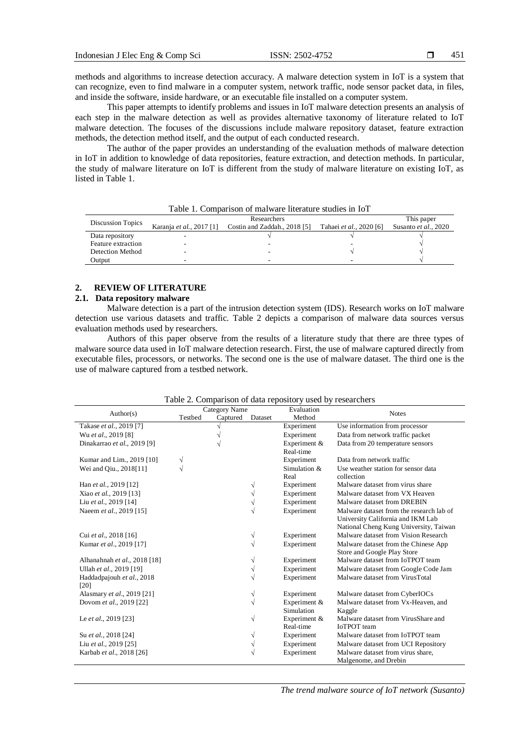methods and algorithms to increase detection accuracy. A malware detection system in IoT is a system that can recognize, even to find malware in a computer system, network traffic, node sensor packet data, in files, and inside the software, inside hardware, or an executable file installed on a computer system.

This paper attempts to identify problems and issues in IoT malware detection presents an analysis of each step in the malware detection as well as provides alternative taxonomy of literature related to IoT malware detection. The focuses of the discussions include malware repository dataset, feature extraction methods, the detection method itself, and the output of each conducted research.

The author of the paper provides an understanding of the evaluation methods of malware detection in IoT in addition to knowledge of data repositories, feature extraction, and detection methods. In particular, the study of malware literature on IoT is different from the study of malware literature on existing IoT, as listed in Table 1.

Table 1. Comparison of malware literature studies in IoT

| Discussion Topics | Researchers | | | This paper |
|---|---|---|---|---|
| | Karanja *et al.*, 2017 [1] | Costin and Zaddah., 2018 [5] | Tahaei *et al.*, 2020 [6] | Susanto *et al.*, 2020 |
| Data repository | - | √ | √ | √ |
| Feature extraction | - | - | - | √ |
| Detection Method | - | - | √ | √ |
| Output | - | - | - | √ |

## 2. REVIEW OF LITERATURE

### 2.1. Data repository malware

Malware detection is a part of the intrusion detection system (IDS). Research works on IoT malware detection use various datasets and traffic. Table 2 depicts a comparison of malware data sources versus evaluation methods used by researchers.

Authors of this paper observe from the results of a literature study that there are three types of malware source data used in IoT malware detection research. First, the use of malware captured directly from executable files, processors, or networks. The second one is the use of malware dataset. The third one is the use of malware captured from a testbed network.

Table 2. Comparison of data repository used by researchers

| Author(s) | Category Name | | | Evaluation Method | Notes |
|---|---|---|---|---|---|
| | Testbed | Captured | Dataset | | |
| Takase *et al.*, 2019 [7] | | √ | | Experiment | Use information from processor |
| Wu *et al.*, 2019 [8] | | √ | | Experiment | Data from network traffic packet |
| Dinakarrao *et al.*, 2019 [9] | | √ | | Experiment & Real-time | Data from 20 temperature sensors |
| Kumar and Lim., 2019 [10] | √ | | | Experiment | Data from network traffic |
| Wei and Qiu., 2018[11] | √ | | | Simulation & Real | Use weather station for sensor data collection |
| Han *et al.*, 2019 [12] | | | √ | Experiment | Malware dataset from virus share |
| Xiao *et al.*, 2019 [13] | | | √ | Experiment | Malware dataset from VX Heaven |
| Liu *et al.*, 2019 [14] | | | √ | Experiment | Malware dataset from DREBIN |
| Naeem *et al.*, 2019 [15] | | | √ | Experiment | Malware dataset from the research lab of University California and IKM Lab National Cheng Kung University, Taiwan |
| Cui *et al.*, 2018 [16] | | | √ | Experiment | Malware dataset from Vision Research |
| Kumar *et al.*, 2019 [17] | | | √ | Experiment | Malware dataset from the Chinese App Store and Google Play Store |
| Alhanahnah *et al.*, 2018 [18] | | | √ | Experiment | Malware dataset from IoTPOT team |
| Ullah *et al.*, 2019 [19] | | | √ | Experiment | Malware dataset from Google Code Jam |
| Haddadpajouh *et al.*, 2018 [20] | | | √ | Experiment | Malware dataset from VirusTotal |
| Alasmary *et al.*, 2019 [21] | | | √ | Experiment | Malware dataset from CyberIOCs |
| Dovom *et al.*, 2019 [22] | | | √ | Experiment & Simulation | Malware dataset from Vx-Heaven, and Kaggle |
| Le *et al.*, 2019 [23] | | | √ | Experiment & Real-time | Malware dataset from VirusShare and IoTPOT team |
| Su *et al.*, 2018 [24] | | | √ | Experiment | Malware dataset from IoTPOT team |
| Liu *et al.*, 2019 [25] | | | √ | Experiment | Malware dataset from UCI Repository |
| Karbab *et al.*, 2018 [26] | | | √ | Experiment | Malware dataset from virus share, Malgenome, and Drebin |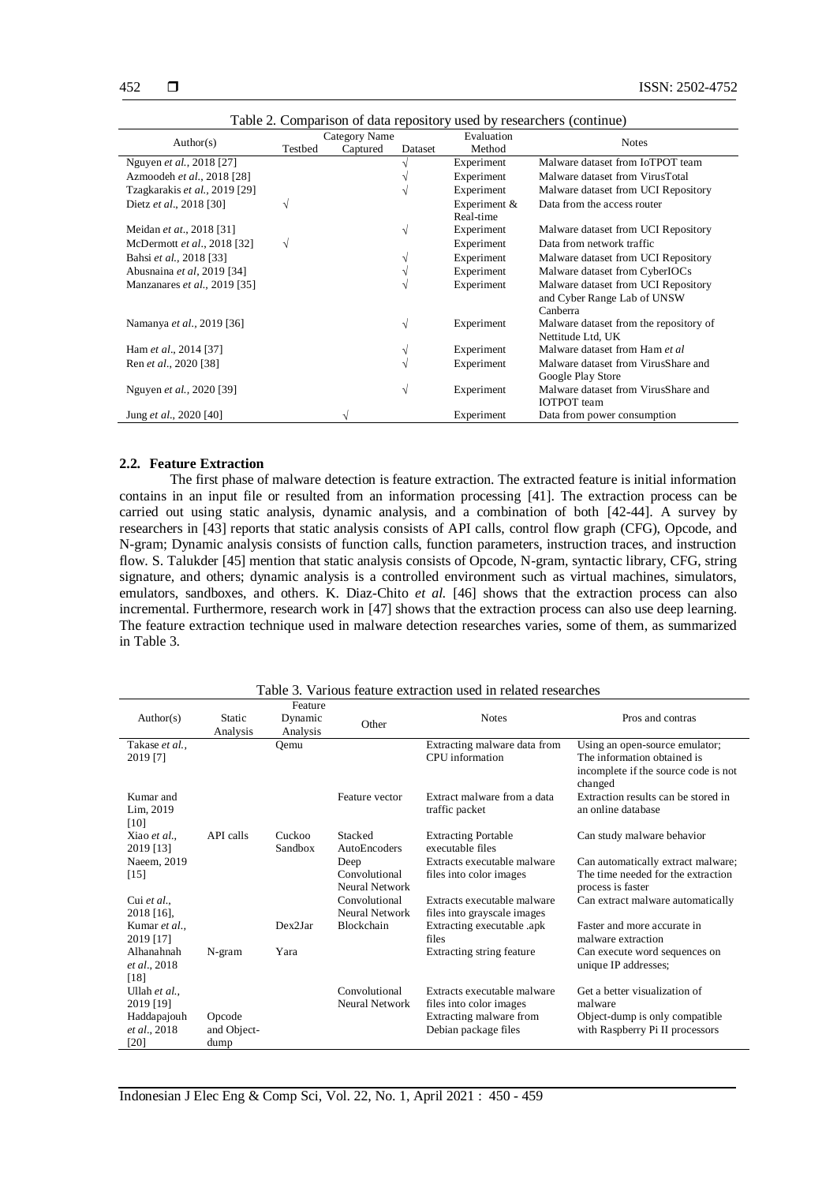Table 2. Comparison of data repository used by researchers (continue)

| Author(s) | Category Name | | | Evaluation Method | Notes |
|---|---|---|---|---|---|
| | Testbed | Captured | Dataset | | |
| Nguyen *et al.*, 2018 [27] | | | √ | Experiment | Malware dataset from IoTPOT team |
| Azmoodeh *et al.*, 2018 [28] | | | √ | Experiment | Malware dataset from VirusTotal |
| Tzagkarakis *et al.*, 2019 [29] | | | √ | Experiment | Malware dataset from UCI Repository |
| Dietz *et al.*, 2018 [30] | √ | | | Experiment & Real-time | Data from the access router |
| Meidan *et at.*, 2018 [31] | | | √ | Experiment | Malware dataset from UCI Repository |
| McDermott *et al.*, 2018 [32] | √ | | | Experiment | Data from network traffic |
| Bahsi *et al.*, 2018 [33] | | | √ | Experiment | Malware dataset from UCI Repository |
| Abusnaina *et al*, 2019 [34] | | | √ | Experiment | Malware dataset from CyberIOCs |
| Manzanares *et al.*, 2019 [35] | | | √ | Experiment | Malware dataset from UCI Repository and Cyber Range Lab of UNSW Canberra |
| Namanya *et al.*, 2019 [36] | | | √ | Experiment | Malware dataset from the repository of Nettitude Ltd, UK |
| Ham *et al*., 2014 [37] | | | √ | Experiment | Malware dataset from Ham *et al* |
| Ren *et al*., 2020 [38] | | | √ | Experiment | Malware dataset from VirusShare and Google Play Store |
| Nguyen *et al.*, 2020 [39] | | | √ | Experiment | Malware dataset from VirusShare and IOTPOT team |
| Jung *et al*., 2020 [40] | | √ | | Experiment | Data from power consumption |

### 2.2. Feature Extraction

The first phase of malware detection is feature extraction. The extracted feature is initial information contains in an input file or resulted from an information processing [41]. The extraction process can be carried out using static analysis, dynamic analysis, and a combination of both [42-44]. A survey by researchers in [43] reports that static analysis consists of API calls, control flow graph (CFG), Opcode, and N-gram; Dynamic analysis consists of function calls, function parameters, instruction traces, and instruction flow. S. Talukder [45] mention that static analysis consists of Opcode, N-gram, syntactic library, CFG, string signature, and others; dynamic analysis is a controlled environment such as virtual machines, simulators, emulators, sandboxes, and others. K. Diaz-Chito *et al.* [46] shows that the extraction process can also incremental. Furthermore, research work in [47] shows that the extraction process can also use deep learning. The feature extraction technique used in malware detection researches varies, some of them, as summarized in Table 3.

Table 3. Various feature extraction used in related researches

| Author(s) | Static Analysis | Feature Dynamic Analysis | Other | Notes | Pros and contras |
|---|---|---|---|---|---|
| Takase *et al.*, 2019 [7] | | Qemu | | Extracting malware data from CPU information | Using an open-source emulator; The information obtained is incomplete if the source code is not changed |
| Kumar and Lim, 2019 [10] | | | Feature vector | Extract malware from a data traffic packet | Extraction results can be stored in an online database |
| Xiao *et al.*, 2019 [13] | API calls | Cuckoo Sandbox | Stacked AutoEncoders | Extracting Portable executable files | Can study malware behavior |
| Naeem, 2019 [15] | | | Deep Convolutional Neural Network | Extracts executable malware files into color images | Can automatically extract malware; The time needed for the extraction process is faster |
| Cui *et al.*, 2018 [16], | | | Convolutional Neural Network | Extracts executable malware files into grayscale images | Can extract malware automatically |
| Kumar *et al.*, 2019 [17] | | Dex2Jar | Blockchain | Extracting executable .apk files | Faster and more accurate in malware extraction |
| Alhanahnah *et al.*, 2018 [18] | N-gram | Yara | | Extracting string feature | Can execute word sequences on unique IP addresses; |
| Ullah *et al.*, 2019 [19] | | | Convolutional Neural Network | Extracts executable malware files into color images | Get a better visualization of malware |
| Haddapajouh *et al.*, 2018 [20] | Opcode and Object-dump | | | Extracting malware from Debian package files | Object-dump is only compatible with Raspberry Pi II processors |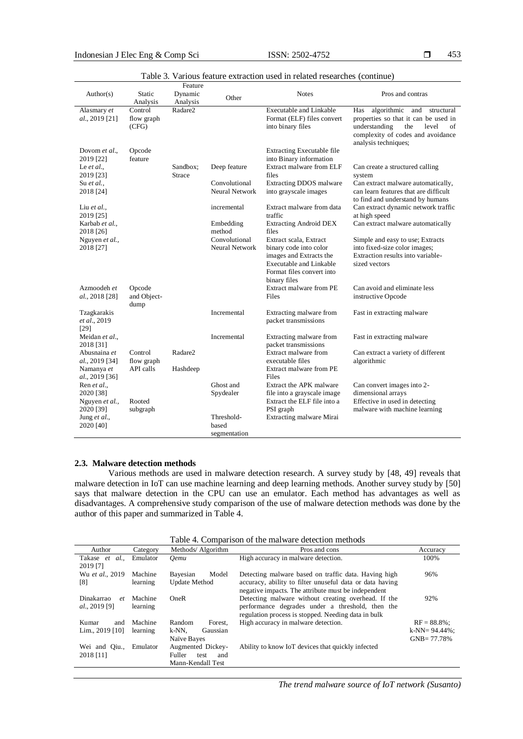Table 3. Various feature extraction used in related researches (continue)

| Author(s) | Feature | | | Notes | Pros and contras |
|---|---|---|---|---|---|
| | Static Analysis | Dynamic Analysis | Other | | |
| Alasmary *et al.*, 2019 [21] | Control flow graph (CFG) | Radare2 | | Executable and Linkable Format (ELF) files convert into binary files | Has algorithmic and structural properties so that it can be used in understanding the level of complexity of codes and avoidance analysis techniques; |
| Dovom *et al.*, 2019 [22] | Opcode feature | | | Extracting Executable file into Binary information | |
| Le *et al.*, 2019 [23] | | Sandbox; Strace | Deep feature | Extract malware from ELF files | Can create a structured calling system |
| Su *et al.*, 2018 [24] | | | Convolutional Neural Network | Extracting DDOS malware into grayscale images | Can extract malware automatically, can learn features that are difficult to find and understand by humans |
| Liu *et al.*, 2019 [25] | | | incremental | Extract malware from data traffic | Can extract dynamic network traffic at high speed |
| Karbab *et al.*, 2018 [26] | | | Embedding method | Extracting Android DEX files | Can extract malware automatically |
| Nguyen *et al.*, 2018 [27] | | | Convolutional Neural Network | Extract scala, Extract binary code into color images and Extracts the Executable and Linkable Format files convert into binary files | Simple and easy to use; Extracts into fixed-size color images; Extraction results into variable-sized vectors |
| Azmoodeh *et al.*, 2018 [28] | Opcode and Object-dump | | | Extract malware from PE Files | Can avoid and eliminate less instructive Opcode |
| Tzagkarakis *et al.*, 2019 [29] | | | Incremental | Extracting malware from packet transmissions | Fast in extracting malware |
| Meidan *et al.*, 2018 [31] | | | Incremental | Extracting malware from packet transmissions | Fast in extracting malware |
| Abusnaina *et al.*, 2019 [34] | Control flow graph | Radare2 | | Extract malware from executable files | Can extract a variety of different algorithmic |
| Namanya *et al.*, 2019 [36] | API calls | Hashdeep | | Extract malware from PE Files | |
| Ren *et al.*, 2020 [38] | | | Ghost and Spydealer | Extract the APK malware file into a grayscale image | Can convert images into 2-dimensional arrays |
| Nguyen *et al.*, 2020 [39] | Rooted subgraph | | | Extract the ELF file into a PSI graph | Effective in used in detecting malware with machine learning |
| Jung *et al.*, 2020 [40] | | | Threshold-based segmentation | Extracting malware Mirai | |

### 2.3. Malware detection methods

Various methods are used in malware detection research. A survey study by [48, 49] reveals that malware detection in IoT can use machine learning and deep learning methods. Another survey study by [50] says that malware detection in the CPU can use an emulator. Each method has advantages as well as disadvantages. A comprehensive study comparison of the use of malware detection methods was done by the author of this paper and summarized in Table 4.

Table 4. Comparison of the malware detection methods

| Author | Category | Methods/ Algorithm | Pros and cons | Accuracy |
|---|---|---|---|---|
| Takase *et al.*, 2019 [7] | Emulator | *Qemu* | High accuracy in malware detection. | 100% |
| Wu *et al.*, 2019 [8] | Machine learning | Bayesian Model Update Method | Detecting malware based on traffic data. Having high accuracy, ability to filter unuseful data or data having negative impacts. The attribute must be independent | 96% |
| Dinakarrao *et al.*, 2019 [9] | Machine learning | OneR | Detecting malware without creating overhead. If the performance degrades under a threshold, then the regulation process is stopped. Needing data in bulk | 92% |
| Kumar and Lim., 2019 [10] | Machine learning | Random Forest, k-NN, Gaussian Naïve Bayes | High accuracy in malware detection. | RF = 88.8%; k-NN= 94.44%; GNB= 77.78% |
| Wei and Qiu., 2018 [11] | Emulator | Augmented Dickey-Fuller test and Mann-Kendall Test | Ability to know IoT devices that quickly infected | |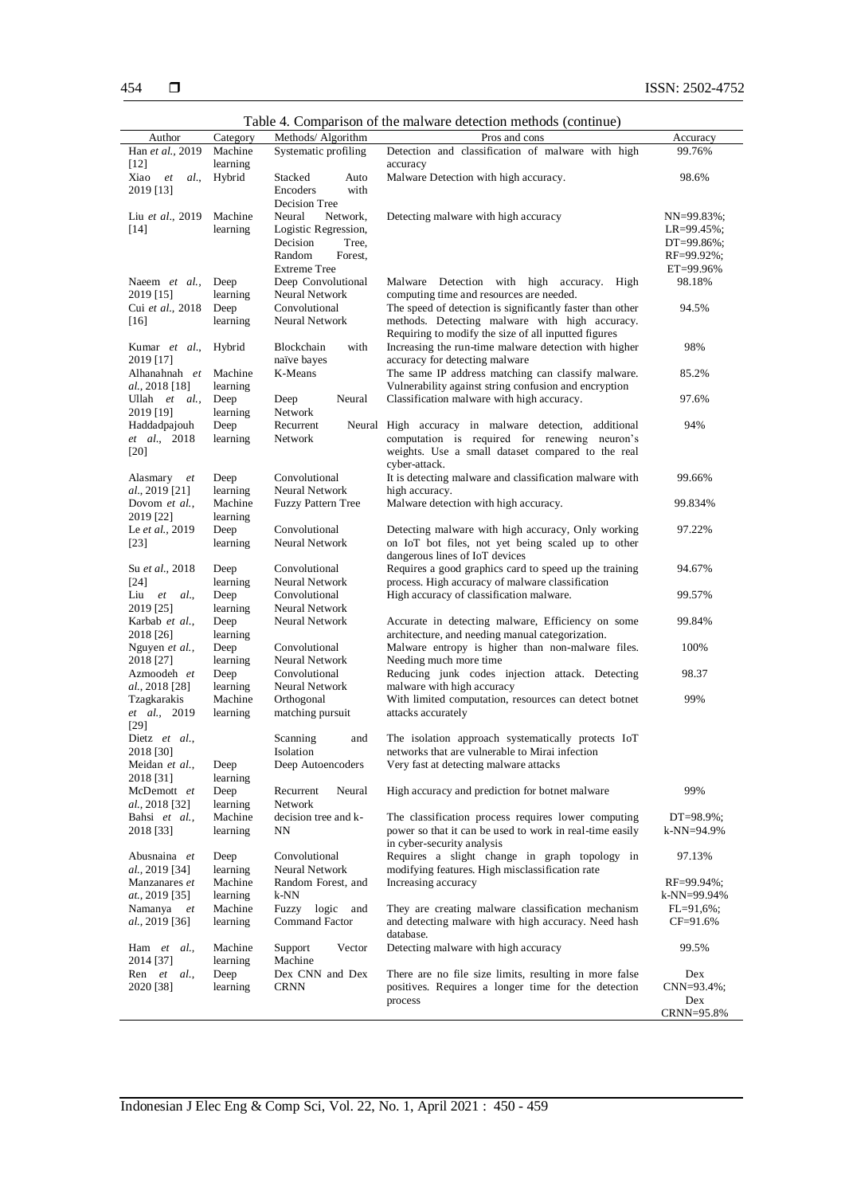Table 4. Comparison of the malware detection methods (continue)

| Author | Category | Methods/ Algorithm | Pros and cons | Accuracy |
|---|---|---|---|---|
| Han *et al.*, 2019 [12] | Machine learning | Systematic profiling | Detection and classification of malware with high accuracy | 99.76% |
| Xiao *et al.*, 2019 [13] | Hybrid | Stacked Auto Encoders with Decision Tree | Malware Detection with high accuracy. | 98.6% |
| Liu *et al.*, 2019 [14] | Machine learning | Neural Network, Logistic Regression, Decision Tree, Random Forest, Extreme Tree | Detecting malware with high accuracy | NN=99.83%; LR=99.45%; DT=99.86%; RF=99.92%; ET=99.96% |
| Naeem *et al.*, 2019 [15] | Deep learning | Deep Convolutional Neural Network | Malware Detection with high accuracy. High computing time and resources are needed. | 98.18% |
| Cui *et al.*, 2018 [16] | Deep learning | Convolutional Neural Network | The speed of detection is significantly faster than other methods. Detecting malware with high accuracy. Requiring to modify the size of all inputted figures | 94.5% |
| Kumar *et al.*, 2019 [17] | Hybrid | Blockchain with naïve bayes | Increasing the run-time malware detection with higher accuracy for detecting malware | 98% |
| Alhanahnah *et al.*, 2018 [18] | Machine learning | K-Means | The same IP address matching can classify malware. Vulnerability against string confusion and encryption | 85.2% |
| Ullah *et al.*, 2019 [19] | Deep learning | Deep Neural Network | Classification malware with high accuracy. | 97.6% |
| Haddadpajouh *et al.*, 2018 [20] | Deep learning | Recurrent Neural Network | High accuracy in malware detection, additional computation is required for renewing neuron's weights. Use a small dataset compared to the real cyber-attack. | 94% |
| Alasmary *et al.*, 2019 [21] | Deep learning | Convolutional Neural Network | It is detecting malware and classification malware with high accuracy. | 99.66% |
| Dovom *et al.*, 2019 [22] | Machine learning | Fuzzy Pattern Tree | Malware detection with high accuracy. | 99.834% |
| Le *et al.*, 2019 [23] | Deep learning | Convolutional Neural Network | Detecting malware with high accuracy, Only working on IoT bot files, not yet being scaled up to other dangerous lines of IoT devices | 97.22% |
| Su *et al.*, 2018 [24] | Deep learning | Convolutional Neural Network | Requires a good graphics card to speed up the training process. High accuracy of malware classification | 94.67% |
| Liu *et al.*, 2019 [25] | Deep learning | Convolutional Neural Network | High accuracy of classification malware. | 99.57% |
| Karbab *et al.*, 2018 [26] | Deep learning | Neural Network | Accurate in detecting malware, Efficiency on some architecture, and needing manual categorization. | 99.84% |
| Nguyen *et al.*, 2018 [27] | Deep learning | Convolutional Neural Network | Malware entropy is higher than non-malware files. Needing much more time | 100% |
| Azmoodeh *et al.*, 2018 [28] | Deep learning | Convolutional Neural Network | Reducing junk codes injection attack. Detecting malware with high accuracy | 98.37 |
| Tzagkarakis *et al.*, 2019 [29] | Machine learning | Orthogonal matching pursuit | With limited computation, resources can detect botnet attacks accurately | 99% |
| Dietz *et al.*, 2018 [30] | | Scanning and Isolation | The isolation approach systematically protects IoT networks that are vulnerable to Mirai infection | |
| Meidan *et al.*, 2018 [31] | Deep learning | Deep Autoencoders | Very fast at detecting malware attacks | |
| McDemott *et al.*, 2018 [32] | Deep learning | Recurrent Neural Network | High accuracy and prediction for botnet malware | 99% |
| Bahsi *et al.*, 2018 [33] | Machine learning | decision tree and k-NN | The classification process requires lower computing power so that it can be used to work in real-time easily in cyber-security analysis | DT=98.9%; k-NN=94.9% |
| Abusnaina *et al.*, 2019 [34] | Deep learning | Convolutional Neural Network | Requires a slight change in graph topology in modifying features. High misclassification rate | 97.13% |
| Manzanares *et al.*, 2019 [35] | Machine learning | Random Forest, and k-NN | Increasing accuracy | RF=99.94%; k-NN=99.94% |
| Namanya *et al.*, 2019 [36] | Machine learning | Fuzzy logic and Command Factor | They are creating malware classification mechanism and detecting malware with high accuracy. Need hash database. | FL=91,6%; CF=91.6% |
| Ham *et al.*, 2014 [37] | Machine learning | Support Vector Machine | Detecting malware with high accuracy | 99.5% |
| Ren *et al.*, 2020 [38] | Deep learning | Dex CNN and Dex CRNN | There are no file size limits, resulting in more false positives. Requires a longer time for the detection process | Dex CNN=93.4%; Dex CRNN=95.8% |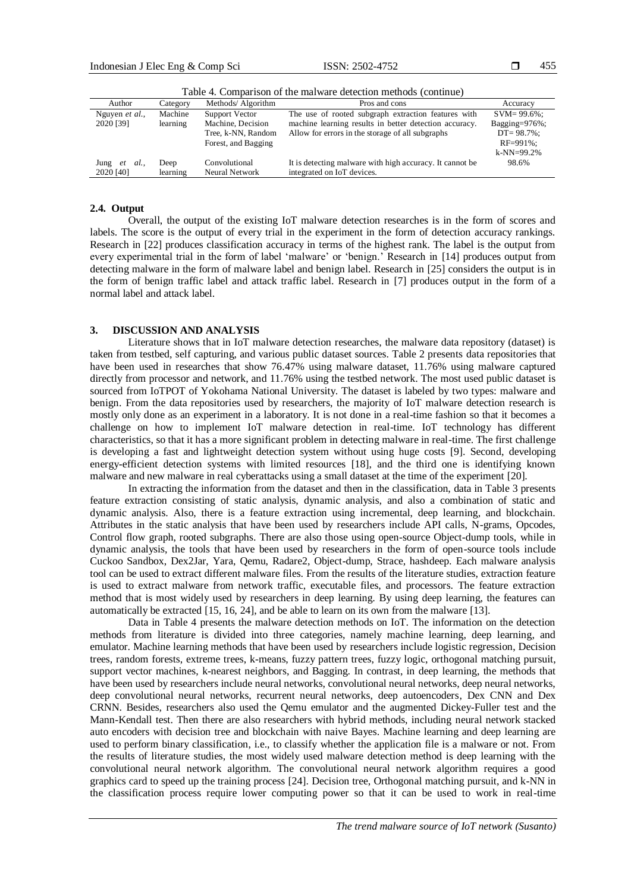Table 4. Comparison of the malware detection methods (continue)

| Author | Category | Methods/ Algorithm | Pros and cons | Accuracy |
|---|---|---|---|---|
| Nguyen *et al.*, 2020 [39] | Machine learning | Support Vector Machine, Decision Tree, k-NN, Random Forest, and Bagging | The use of rooted subgraph extraction features with machine learning results in better detection accuracy. Allow for errors in the storage of all subgraphs | SVM= 99.6%; Bagging=976%; DT= 98.7%; RF=991%; k-NN=99.2% |
| Jung *et al.*, 2020 [40] | Deep learning | Convolutional Neural Network | It is detecting malware with high accuracy. It cannot be integrated on IoT devices. | 98.6% |

### 2.4. Output

Overall, the output of the existing IoT malware detection researches is in the form of scores and labels. The score is the output of every trial in the experiment in the form of detection accuracy rankings. Research in [22] produces classification accuracy in terms of the highest rank. The label is the output from every experimental trial in the form of label 'malware' or 'benign.' Research in [14] produces output from detecting malware in the form of malware label and benign label. Research in [25] considers the output is in the form of benign traffic label and attack traffic label. Research in [7] produces output in the form of a normal label and attack label.

## 3. DISCUSSION AND ANALYSIS

Literature shows that in IoT malware detection researches, the malware data repository (dataset) is taken from testbed, self capturing, and various public dataset sources. Table 2 presents data repositories that have been used in researches that show 76.47% using malware dataset, 11.76% using malware captured directly from processor and network, and 11.76% using the testbed network. The most used public dataset is sourced from IoTPOT of Yokohama National University. The dataset is labeled by two types: malware and benign. From the data repositories used by researchers, the majority of IoT malware detection research is mostly only done as an experiment in a laboratory. It is not done in a real-time fashion so that it becomes a challenge on how to implement IoT malware detection in real-time. IoT technology has different characteristics, so that it has a more significant problem in detecting malware in real-time. The first challenge is developing a fast and lightweight detection system without using huge costs [9]. Second, developing energy-efficient detection systems with limited resources [18], and the third one is identifying known malware and new malware in real cyberattacks using a small dataset at the time of the experiment [20].

In extracting the information from the dataset and then in the classification, data in Table 3 presents feature extraction consisting of static analysis, dynamic analysis, and also a combination of static and dynamic analysis. Also, there is a feature extraction using incremental, deep learning, and blockchain. Attributes in the static analysis that have been used by researchers include API calls, N-grams, Opcodes, Control flow graph, rooted subgraphs. There are also those using open-source Object-dump tools, while in dynamic analysis, the tools that have been used by researchers in the form of open-source tools include Cuckoo Sandbox, Dex2Jar, Yara, Qemu, Radare2, Object-dump, Strace, hashdeep. Each malware analysis tool can be used to extract different malware files. From the results of the literature studies, extraction feature is used to extract malware from network traffic, executable files, and processors. The feature extraction method that is most widely used by researchers in deep learning. By using deep learning, the features can automatically be extracted [15, 16, 24], and be able to learn on its own from the malware [13].

Data in Table 4 presents the malware detection methods on IoT. The information on the detection methods from literature is divided into three categories, namely machine learning, deep learning, and emulator. Machine learning methods that have been used by researchers include logistic regression, Decision trees, random forests, extreme trees, k-means, fuzzy pattern trees, fuzzy logic, orthogonal matching pursuit, support vector machines, k-nearest neighbors, and Bagging. In contrast, in deep learning, the methods that have been used by researchers include neural networks, convolutional neural networks, deep neural networks, deep convolutional neural networks, recurrent neural networks, deep autoencoders, Dex CNN and Dex CRNN. Besides, researchers also used the Qemu emulator and the augmented Dickey-Fuller test and the Mann-Kendall test. Then there are also researchers with hybrid methods, including neural network stacked auto encoders with decision tree and blockchain with naive Bayes. Machine learning and deep learning are used to perform binary classification, i.e., to classify whether the application file is a malware or not. From the results of literature studies, the most widely used malware detection method is deep learning with the convolutional neural network algorithm. The convolutional neural network algorithm requires a good graphics card to speed up the training process [24]. Decision tree, Orthogonal matching pursuit, and k-NN in the classification process require lower computing power so that it can be used to work in real-time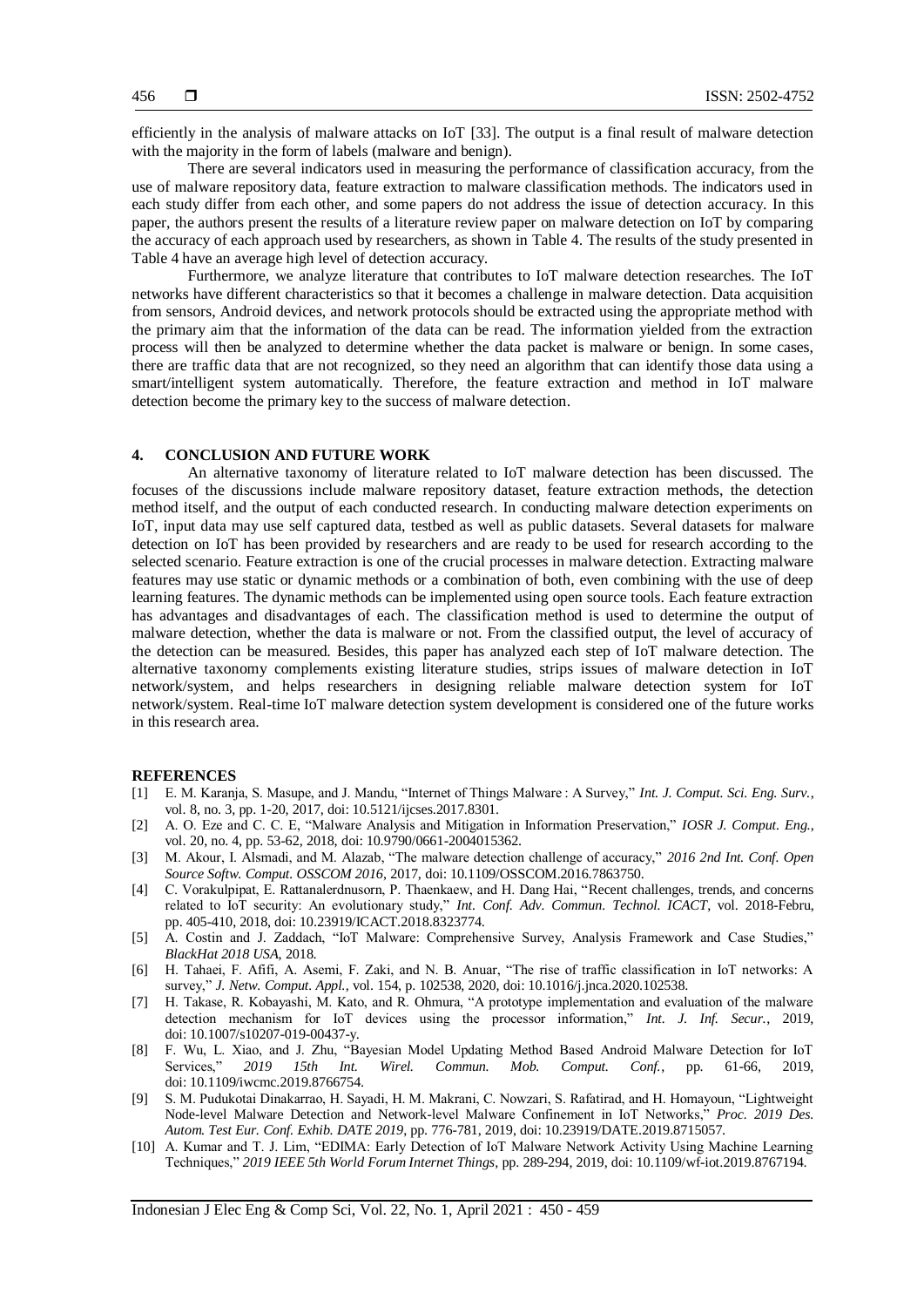efficiently in the analysis of malware attacks on IoT [33]. The output is a final result of malware detection with the majority in the form of labels (malware and benign).

There are several indicators used in measuring the performance of classification accuracy, from the use of malware repository data, feature extraction to malware classification methods. The indicators used in each study differ from each other, and some papers do not address the issue of detection accuracy. In this paper, the authors present the results of a literature review paper on malware detection on IoT by comparing the accuracy of each approach used by researchers, as shown in Table 4. The results of the study presented in Table 4 have an average high level of detection accuracy.

Furthermore, we analyze literature that contributes to IoT malware detection researches. The IoT networks have different characteristics so that it becomes a challenge in malware detection. Data acquisition from sensors, Android devices, and network protocols should be extracted using the appropriate method with the primary aim that the information of the data can be read. The information yielded from the extraction process will then be analyzed to determine whether the data packet is malware or benign. In some cases, there are traffic data that are not recognized, so they need an algorithm that can identify those data using a smart/intelligent system automatically. Therefore, the feature extraction and method in IoT malware detection become the primary key to the success of malware detection.

## 4. CONCLUSION AND FUTURE WORK

An alternative taxonomy of literature related to IoT malware detection has been discussed. The focuses of the discussions include malware repository dataset, feature extraction methods, the detection method itself, and the output of each conducted research. In conducting malware detection experiments on IoT, input data may use self captured data, testbed as well as public datasets. Several datasets for malware detection on IoT has been provided by researchers and are ready to be used for research according to the selected scenario. Feature extraction is one of the crucial processes in malware detection. Extracting malware features may use static or dynamic methods or a combination of both, even combining with the use of deep learning features. The dynamic methods can be implemented using open source tools. Each feature extraction has advantages and disadvantages of each. The classification method is used to determine the output of malware detection, whether the data is malware or not. From the classified output, the level of accuracy of the detection can be measured. Besides, this paper has analyzed each step of IoT malware detection. The alternative taxonomy complements existing literature studies, strips issues of malware detection in IoT network/system, and helps researchers in designing reliable malware detection system for IoT network/system. Real-time IoT malware detection system development is considered one of the future works in this research area.

## REFERENCES

[1] E. M. Karanja, S. Masupe, and J. Mandu, "Internet of Things Malware : A Survey," *Int. J. Comput. Sci. Eng. Surv.*, vol. 8, no. 3, pp. 1-20, 2017, doi: 10.5121/ijcses.2017.8301.

[2] A. O. Eze and C. C. E, "Malware Analysis and Mitigation in Information Preservation," *IOSR J. Comput. Eng.*, vol. 20, no. 4, pp. 53-62, 2018, doi: 10.9790/0661-2004015362.

[3] M. Akour, I. Alsmadi, and M. Alazab, "The malware detection challenge of accuracy," *2016 2nd Int. Conf. Open Source Softw. Comput. OSSCOM 2016*, 2017, doi: 10.1109/OSSCOM.2016.7863750.

[4] C. Vorakulpipat, E. Rattanalerdnusorn, P. Thaenkaew, and H. Dang Hai, "Recent challenges, trends, and concerns related to IoT security: An evolutionary study," *Int. Conf. Adv. Commun. Technol. ICACT*, vol. 2018-Febru, pp. 405-410, 2018, doi: 10.23919/ICACT.2018.8323774.

[5] A. Costin and J. Zaddach, "IoT Malware: Comprehensive Survey, Analysis Framework and Case Studies," *BlackHat 2018 USA*, 2018.

[6] H. Tahaei, F. Afifi, A. Asemi, F. Zaki, and N. B. Anuar, "The rise of traffic classification in IoT networks: A survey," *J. Netw. Comput. Appl.*, vol. 154, p. 102538, 2020, doi: 10.1016/j.jnca.2020.102538.

[7] H. Takase, R. Kobayashi, M. Kato, and R. Ohmura, "A prototype implementation and evaluation of the malware detection mechanism for IoT devices using the processor information," *Int. J. Inf. Secur.*, 2019, doi: 10.1007/s10207-019-00437-y.

[8] F. Wu, L. Xiao, and J. Zhu, "Bayesian Model Updating Method Based Android Malware Detection for IoT Services," *2019 15th Int. Wirel. Commun. Mob. Comput. Conf.*, pp. 61-66, 2019, doi: 10.1109/iwcmc.2019.8766754.

[9] S. M. Pudukotai Dinakarrao, H. Sayadi, H. M. Makrani, C. Nowzari, S. Rafatirad, and H. Homayoun, "Lightweight Node-level Malware Detection and Network-level Malware Confinement in IoT Networks," *Proc. 2019 Des. Autom. Test Eur. Conf. Exhib. DATE 2019*, pp. 776-781, 2019, doi: 10.23919/DATE.2019.8715057.

[10] A. Kumar and T. J. Lim, "EDIMA: Early Detection of IoT Malware Network Activity Using Machine Learning Techniques," *2019 IEEE 5th World Forum Internet Things*, pp. 289-294, 2019, doi: 10.1109/wf-iot.2019.8767194.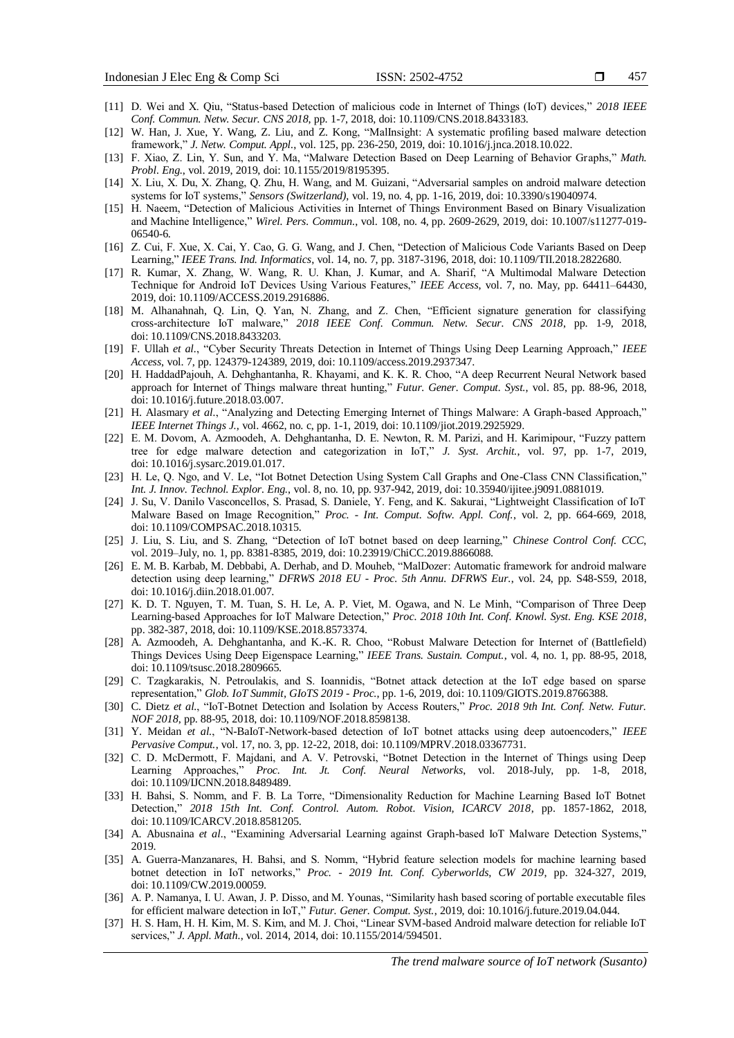[11] D. Wei and X. Qiu, "Status-based Detection of malicious code in Internet of Things (IoT) devices," *2018 IEEE Conf. Commun. Netw. Secur. CNS 2018*, pp. 1-7, 2018, doi: 10.1109/CNS.2018.8433183.

[12] W. Han, J. Xue, Y. Wang, Z. Liu, and Z. Kong, "MalInsight: A systematic profiling based malware detection framework," *J. Netw. Comput. Appl.*, vol. 125, pp. 236-250, 2019, doi: 10.1016/j.jnca.2018.10.022.

[13] F. Xiao, Z. Lin, Y. Sun, and Y. Ma, "Malware Detection Based on Deep Learning of Behavior Graphs," *Math. Probl. Eng.*, vol. 2019, 2019, doi: 10.1155/2019/8195395.

[14] X. Liu, X. Du, X. Zhang, Q. Zhu, H. Wang, and M. Guizani, "Adversarial samples on android malware detection systems for IoT systems," *Sensors (Switzerland)*, vol. 19, no. 4, pp. 1-16, 2019, doi: 10.3390/s19040974.

[15] H. Naeem, "Detection of Malicious Activities in Internet of Things Environment Based on Binary Visualization and Machine Intelligence," *Wirel. Pers. Commun.*, vol. 108, no. 4, pp. 2609-2629, 2019, doi: 10.1007/s11277-019-06540-6.

[16] Z. Cui, F. Xue, X. Cai, Y. Cao, G. G. Wang, and J. Chen, "Detection of Malicious Code Variants Based on Deep Learning," *IEEE Trans. Ind. Informatics*, vol. 14, no. 7, pp. 3187-3196, 2018, doi: 10.1109/TII.2018.2822680.

[17] R. Kumar, X. Zhang, W. Wang, R. U. Khan, J. Kumar, and A. Sharif, "A Multimodal Malware Detection Technique for Android IoT Devices Using Various Features," *IEEE Access*, vol. 7, no. May, pp. 64411–64430, 2019, doi: 10.1109/ACCESS.2019.2916886.

[18] M. Alhanahnah, Q. Lin, Q. Yan, N. Zhang, and Z. Chen, "Efficient signature generation for classifying cross-architecture IoT malware," *2018 IEEE Conf. Commun. Netw. Secur. CNS 2018*, pp. 1-9, 2018, doi: 10.1109/CNS.2018.8433203.

[19] F. Ullah *et al.*, "Cyber Security Threats Detection in Internet of Things Using Deep Learning Approach," *IEEE Access*, vol. 7, pp. 124379-124389, 2019, doi: 10.1109/access.2019.2937347.

[20] H. HaddadPajouh, A. Dehghantanha, R. Khayami, and K. K. R. Choo, "A deep Recurrent Neural Network based approach for Internet of Things malware threat hunting," *Futur. Gener. Comput. Syst.*, vol. 85, pp. 88-96, 2018, doi: 10.1016/j.future.2018.03.007.

[21] H. Alasmary *et al.*, "Analyzing and Detecting Emerging Internet of Things Malware: A Graph-based Approach," *IEEE Internet Things J.*, vol. 4662, no. c, pp. 1-1, 2019, doi: 10.1109/jiot.2019.2925929.

[22] E. M. Dovom, A. Azmoodeh, A. Dehghantanha, D. E. Newton, R. M. Parizi, and H. Karimipour, "Fuzzy pattern tree for edge malware detection and categorization in IoT," *J. Syst. Archit.*, vol. 97, pp. 1-7, 2019, doi: 10.1016/j.sysarc.2019.01.017.

[23] H. Le, Q. Ngo, and V. Le, "Iot Botnet Detection Using System Call Graphs and One-Class CNN Classification," *Int. J. Innov. Technol. Explor. Eng.*, vol. 8, no. 10, pp. 937-942, 2019, doi: 10.35940/ijitee.j9091.0881019.

[24] J. Su, V. Danilo Vasconcellos, S. Prasad, S. Daniele, Y. Feng, and K. Sakurai, "Lightweight Classification of IoT Malware Based on Image Recognition," *Proc. - Int. Comput. Softw. Appl. Conf.*, vol. 2, pp. 664-669, 2018, doi: 10.1109/COMPSAC.2018.10315.

[25] J. Liu, S. Liu, and S. Zhang, "Detection of IoT botnet based on deep learning," *Chinese Control Conf. CCC*, vol. 2019–July, no. 1, pp. 8381-8385, 2019, doi: 10.23919/ChiCC.2019.8866088.

[26] E. M. B. Karbab, M. Debbabi, A. Derhab, and D. Mouheb, "MalDozer: Automatic framework for android malware detection using deep learning," *DFRWS 2018 EU - Proc. 5th Annu. DFRWS Eur.*, vol. 24, pp. S48-S59, 2018, doi: 10.1016/j.diin.2018.01.007.

[27] K. D. T. Nguyen, T. M. Tuan, S. H. Le, A. P. Viet, M. Ogawa, and N. Le Minh, "Comparison of Three Deep Learning-based Approaches for IoT Malware Detection," *Proc. 2018 10th Int. Conf. Knowl. Syst. Eng. KSE 2018*, pp. 382-387, 2018, doi: 10.1109/KSE.2018.8573374.

[28] A. Azmoodeh, A. Dehghantanha, and K.-K. R. Choo, "Robust Malware Detection for Internet of (Battlefield) Things Devices Using Deep Eigenspace Learning," *IEEE Trans. Sustain. Comput.*, vol. 4, no. 1, pp. 88-95, 2018, doi: 10.1109/tsusc.2018.2809665.

[29] C. Tzagkarakis, N. Petroulakis, and S. Ioannidis, "Botnet attack detection at the IoT edge based on sparse representation," *Glob. IoT Summit, GIoTS 2019 - Proc.*, pp. 1-6, 2019, doi: 10.1109/GIOTS.2019.8766388.

[30] C. Dietz *et al.*, "IoT-Botnet Detection and Isolation by Access Routers," *Proc. 2018 9th Int. Conf. Netw. Futur. NOF 2018*, pp. 88-95, 2018, doi: 10.1109/NOF.2018.8598138.

[31] Y. Meidan *et al.*, "N-BaIoT-Network-based detection of IoT botnet attacks using deep autoencoders," *IEEE Pervasive Comput.*, vol. 17, no. 3, pp. 12-22, 2018, doi: 10.1109/MPRV.2018.03367731.

[32] C. D. McDermott, F. Majdani, and A. V. Petrovski, "Botnet Detection in the Internet of Things using Deep Learning Approaches," *Proc. Int. Jt. Conf. Neural Networks*, vol. 2018-July, pp. 1-8, 2018, doi: 10.1109/IJCNN.2018.8489489.

[33] H. Bahsi, S. Nomm, and F. B. La Torre, "Dimensionality Reduction for Machine Learning Based IoT Botnet Detection," *2018 15th Int. Conf. Control. Autom. Robot. Vision, ICARCV 2018*, pp. 1857-1862, 2018, doi: 10.1109/ICARCV.2018.8581205.

[34] A. Abusnaina *et al.*, "Examining Adversarial Learning against Graph-based IoT Malware Detection Systems," 2019.

[35] A. Guerra-Manzanares, H. Bahsi, and S. Nomm, "Hybrid feature selection models for machine learning based botnet detection in IoT networks," *Proc. - 2019 Int. Conf. Cyberworlds, CW 2019*, pp. 324-327, 2019, doi: 10.1109/CW.2019.00059.

[36] A. P. Namanya, I. U. Awan, J. P. Disso, and M. Younas, "Similarity hash based scoring of portable executable files for efficient malware detection in IoT," *Futur. Gener. Comput. Syst.*, 2019, doi: 10.1016/j.future.2019.04.044.

[37] H. S. Ham, H. H. Kim, M. S. Kim, and M. J. Choi, "Linear SVM-based Android malware detection for reliable IoT services," *J. Appl. Math.*, vol. 2014, 2014, doi: 10.1155/2014/594501.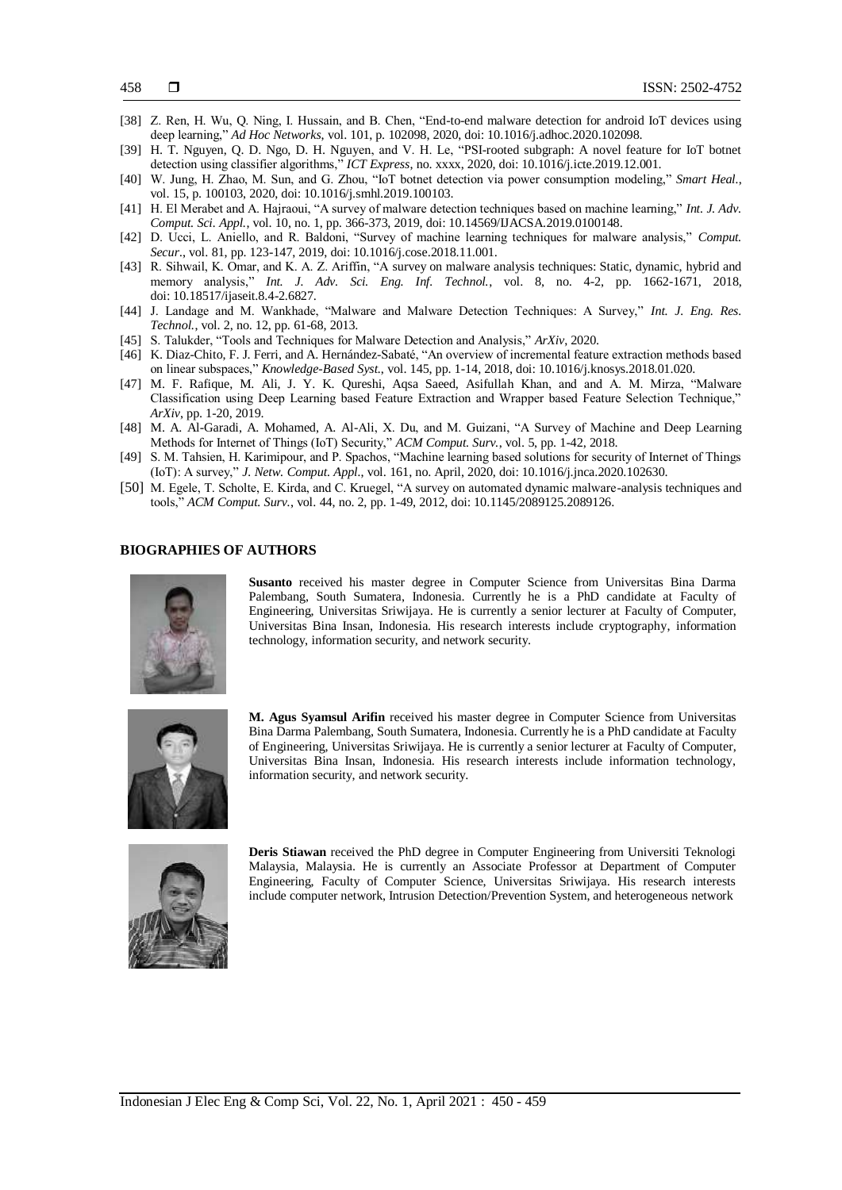[38] Z. Ren, H. Wu, Q. Ning, I. Hussain, and B. Chen, "End-to-end malware detection for android IoT devices using deep learning," *Ad Hoc Networks*, vol. 101, p. 102098, 2020, doi: 10.1016/j.adhoc.2020.102098.

[39] H. T. Nguyen, Q. D. Ngo, D. H. Nguyen, and V. H. Le, "PSI-rooted subgraph: A novel feature for IoT botnet detection using classifier algorithms," *ICT Express*, no. xxxx, 2020, doi: 10.1016/j.icte.2019.12.001.

[40] W. Jung, H. Zhao, M. Sun, and G. Zhou, "IoT botnet detection via power consumption modeling," *Smart Heal.*, vol. 15, p. 100103, 2020, doi: 10.1016/j.smhl.2019.100103.

[41] H. El Merabet and A. Hajraoui, "A survey of malware detection techniques based on machine learning," *Int. J. Adv. Comput. Sci. Appl.*, vol. 10, no. 1, pp. 366-373, 2019, doi: 10.14569/IJACSA.2019.0100148.

[42] D. Ucci, L. Aniello, and R. Baldoni, "Survey of machine learning techniques for malware analysis," *Comput. Secur.*, vol. 81, pp. 123-147, 2019, doi: 10.1016/j.cose.2018.11.001.

[43] R. Sihwail, K. Omar, and K. A. Z. Ariffin, "A survey on malware analysis techniques: Static, dynamic, hybrid and memory analysis," *Int. J. Adv. Sci. Eng. Inf. Technol.*, vol. 8, no. 4-2, pp. 1662-1671, 2018, doi: 10.18517/ijaseit.8.4-2.6827.

[44] J. Landage and M. Wankhade, "Malware and Malware Detection Techniques: A Survey," *Int. J. Eng. Res. Technol.*, vol. 2, no. 12, pp. 61-68, 2013.

[45] S. Talukder, "Tools and Techniques for Malware Detection and Analysis," *ArXiv*, 2020.

[46] K. Diaz-Chito, F. J. Ferri, and A. Hernández-Sabaté, "An overview of incremental feature extraction methods based on linear subspaces," *Knowledge-Based Syst.*, vol. 145, pp. 1-14, 2018, doi: 10.1016/j.knosys.2018.01.020.

[47] M. F. Rafique, M. Ali, J. Y. K. Qureshi, Aqsa Saeed, Asifullah Khan, and and A. M. Mirza, "Malware Classification using Deep Learning based Feature Extraction and Wrapper based Feature Selection Technique," *ArXiv*, pp. 1-20, 2019.

[48] M. A. Al-Garadi, A. Mohamed, A. Al-Ali, X. Du, and M. Guizani, "A Survey of Machine and Deep Learning Methods for Internet of Things (IoT) Security," *ACM Comput. Surv.*, vol. 5, pp. 1-42, 2018.

[49] S. M. Tahsien, H. Karimipour, and P. Spachos, "Machine learning based solutions for security of Internet of Things (IoT): A survey," *J. Netw. Comput. Appl.*, vol. 161, no. April, 2020, doi: 10.1016/j.jnca.2020.102630.

[50] M. Egele, T. Scholte, E. Kirda, and C. Kruegel, "A survey on automated dynamic malware-analysis techniques and tools," *ACM Comput. Surv.*, vol. 44, no. 2, pp. 1-49, 2012, doi: 10.1145/2089125.2089126.

## BIOGRAPHIES OF AUTHORS

**Susanto** received his master degree in Computer Science from Universitas Bina Darma Palembang, South Sumatera, Indonesia. Currently he is a PhD candidate at Faculty of Engineering, Universitas Sriwijaya. He is currently a senior lecturer at Faculty of Computer, Universitas Bina Insan, Indonesia. His research interests include cryptography, information technology, information security, and network security.

**M. Agus Syamsul Arifin** received his master degree in Computer Science from Universitas Bina Darma Palembang, South Sumatera, Indonesia. Currently he is a PhD candidate at Faculty of Engineering, Universitas Sriwijaya. He is currently a senior lecturer at Faculty of Computer, Universitas Bina Insan, Indonesia. His research interests include information technology, information security, and network security.

**Deris Stiawan** received the PhD degree in Computer Engineering from Universiti Teknologi Malaysia, Malaysia. He is currently an Associate Professor at Department of Computer Engineering, Faculty of Computer Science, Universitas Sriwijaya. His research interests include computer network, Intrusion Detection/Prevention System, and heterogeneous network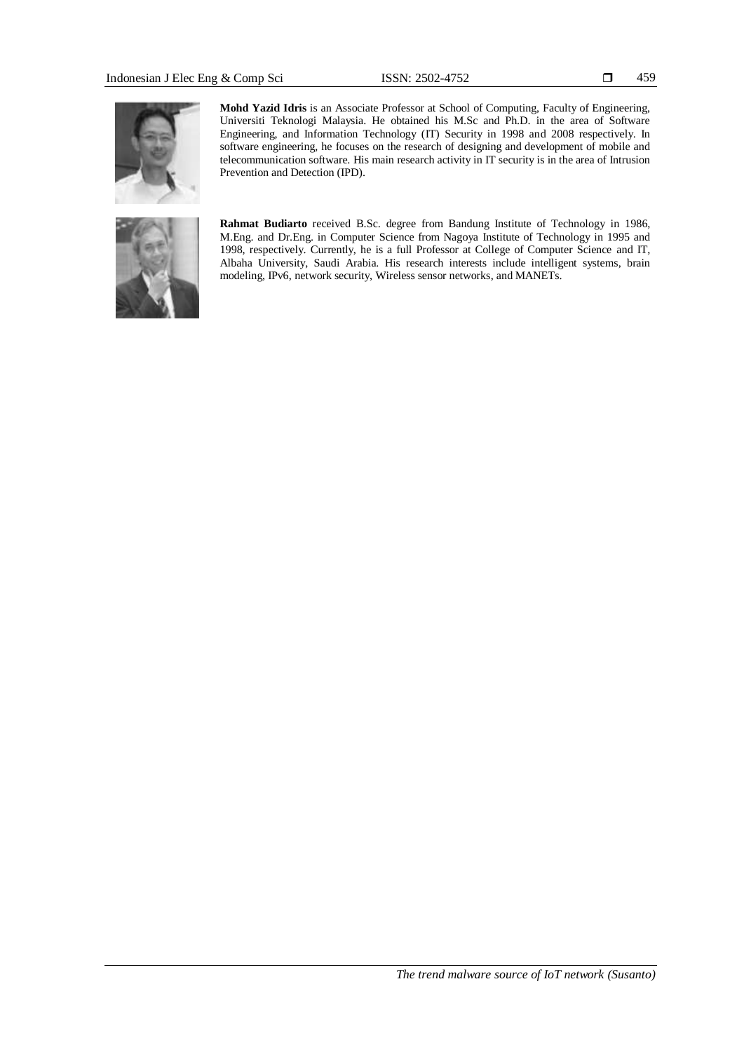**Mohd Yazid Idris** is an Associate Professor at School of Computing, Faculty of Engineering, Universiti Teknologi Malaysia. He obtained his M.Sc and Ph.D. in the area of Software Engineering, and Information Technology (IT) Security in 1998 and 2008 respectively. In software engineering, he focuses on the research of designing and development of mobile and telecommunication software. His main research activity in IT security is in the area of Intrusion Prevention and Detection (IPD).

**Rahmat Budiarto** received B.Sc. degree from Bandung Institute of Technology in 1986, M.Eng. and Dr.Eng. in Computer Science from Nagoya Institute of Technology in 1995 and 1998, respectively. Currently, he is a full Professor at College of Computer Science and IT, Albaha University, Saudi Arabia. His research interests include intelligent systems, brain modeling, IPv6, network security, Wireless sensor networks, and MANETs.